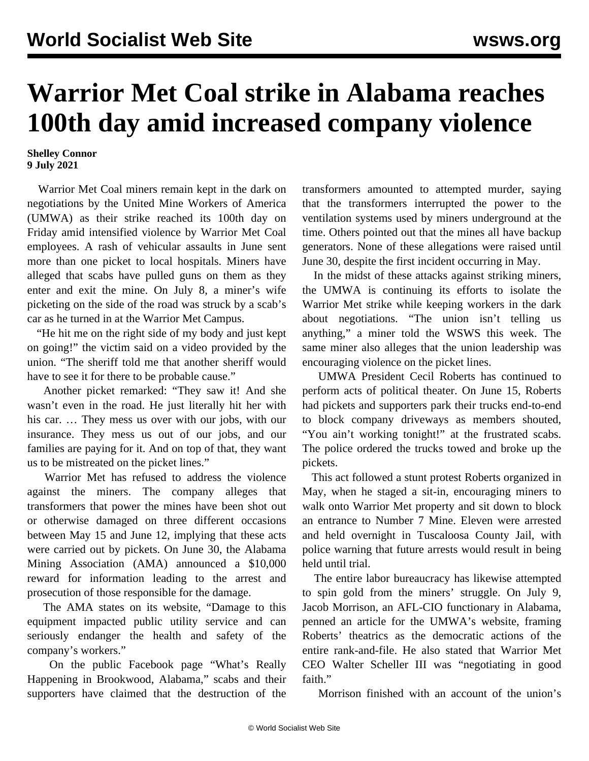# Warrior Met Coal strike in Alabama reaches 100th day amid increased company violence

**Shelley Connor**
**9 July 2021**

Warrior Met Coal miners remain kept in the dark on negotiations by the United Mine Workers of America (UMWA) as their strike reached its 100th day on Friday amid intensified violence by Warrior Met Coal employees. A rash of vehicular assaults in June sent more than one picket to local hospitals. Miners have alleged that scabs have pulled guns on them as they enter and exit the mine. On July 8, a miner's wife picketing on the side of the road was struck by a scab's car as he turned in at the Warrior Met Campus.

"He hit me on the right side of my body and just kept on going!" the victim said on a video provided by the union. "The sheriff told me that another sheriff would have to see it for there to be probable cause."

Another picket remarked: "They saw it! And she wasn't even in the road. He just literally hit her with his car. … They mess us over with our jobs, with our insurance. They mess us out of our jobs, and our families are paying for it. And on top of that, they want us to be mistreated on the picket lines."

Warrior Met has refused to address the violence against the miners. The company alleges that transformers that power the mines have been shot out or otherwise damaged on three different occasions between May 15 and June 12, implying that these acts were carried out by pickets. On June 30, the Alabama Mining Association (AMA) announced a $10,000 reward for information leading to the arrest and prosecution of those responsible for the damage.

The AMA states on its website, "Damage to this equipment impacted public utility service and can seriously endanger the health and safety of the company's workers."

On the public Facebook page "What's Really Happening in Brookwood, Alabama," scabs and their supporters have claimed that the destruction of the transformers amounted to attempted murder, saying that the transformers interrupted the power to the ventilation systems used by miners underground at the time. Others pointed out that the mines all have backup generators. None of these allegations were raised until June 30, despite the first incident occurring in May.

In the midst of these attacks against striking miners, the UMWA is continuing its efforts to isolate the Warrior Met strike while keeping workers in the dark about negotiations. "The union isn't telling us anything," a miner told the WSWS this week. The same miner also alleges that the union leadership was encouraging violence on the picket lines.

UMWA President Cecil Roberts has continued to perform acts of political theater. On June 15, Roberts had pickets and supporters park their trucks end-to-end to block company driveways as members shouted, "You ain't working tonight!" at the frustrated scabs. The police ordered the trucks towed and broke up the pickets.

This act followed a stunt protest Roberts organized in May, when he staged a sit-in, encouraging miners to walk onto Warrior Met property and sit down to block an entrance to Number 7 Mine. Eleven were arrested and held overnight in Tuscaloosa County Jail, with police warning that future arrests would result in being held until trial.

The entire labor bureaucracy has likewise attempted to spin gold from the miners' struggle. On July 9, Jacob Morrison, an AFL-CIO functionary in Alabama, penned an article for the UMWA's website, framing Roberts' theatrics as the democratic actions of the entire rank-and-file. He also stated that Warrior Met CEO Walter Scheller III was "negotiating in good faith."

Morrison finished with an account of the union's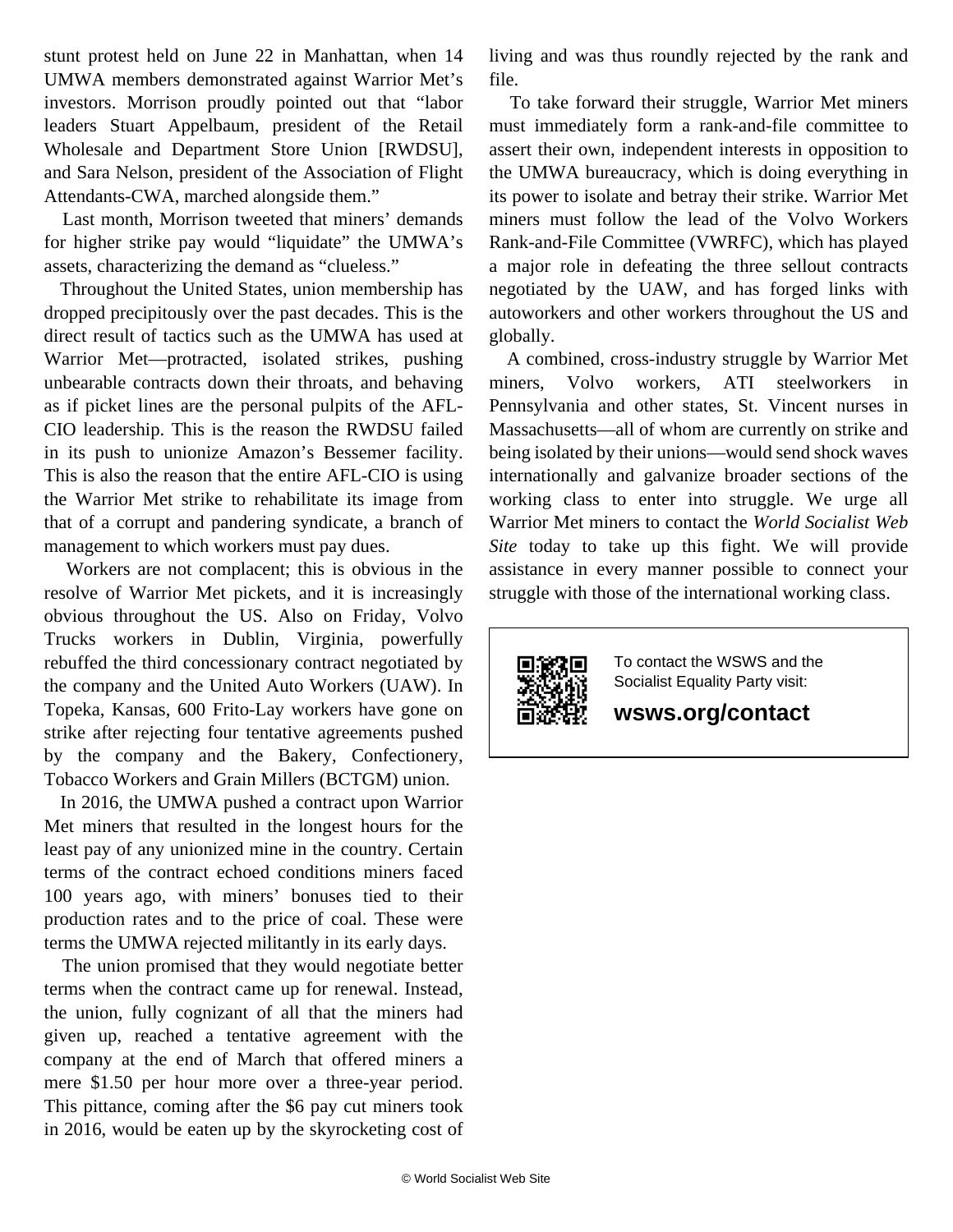stunt protest held on June 22 in Manhattan, when 14 UMWA members demonstrated against Warrior Met's investors. Morrison proudly pointed out that "labor leaders Stuart Appelbaum, president of the Retail Wholesale and Department Store Union [RWDSU], and Sara Nelson, president of the Association of Flight Attendants-CWA, marched alongside them."

Last month, Morrison tweeted that miners' demands for higher strike pay would "liquidate" the UMWA's assets, characterizing the demand as "clueless."

Throughout the United States, union membership has dropped precipitously over the past decades. This is the direct result of tactics such as the UMWA has used at Warrior Met—protracted, isolated strikes, pushing unbearable contracts down their throats, and behaving as if picket lines are the personal pulpits of the AFL-CIO leadership. This is the reason the RWDSU failed in its push to unionize Amazon's Bessemer facility. This is also the reason that the entire AFL-CIO is using the Warrior Met strike to rehabilitate its image from that of a corrupt and pandering syndicate, a branch of management to which workers must pay dues.

Workers are not complacent; this is obvious in the resolve of Warrior Met pickets, and it is increasingly obvious throughout the US. Also on Friday, Volvo Trucks workers in Dublin, Virginia, powerfully rebuffed the third concessionary contract negotiated by the company and the United Auto Workers (UAW). In Topeka, Kansas, 600 Frito-Lay workers have gone on strike after rejecting four tentative agreements pushed by the company and the Bakery, Confectionery, Tobacco Workers and Grain Millers (BCTGM) union.

In 2016, the UMWA pushed a contract upon Warrior Met miners that resulted in the longest hours for the least pay of any unionized mine in the country. Certain terms of the contract echoed conditions miners faced 100 years ago, with miners' bonuses tied to their production rates and to the price of coal. These were terms the UMWA rejected militantly in its early days.

The union promised that they would negotiate better terms when the contract came up for renewal. Instead, the union, fully cognizant of all that the miners had given up, reached a tentative agreement with the company at the end of March that offered miners a mere $1.50 per hour more over a three-year period. This pittance, coming after the $6 pay cut miners took in 2016, would be eaten up by the skyrocketing cost of living and was thus roundly rejected by the rank and file.

To take forward their struggle, Warrior Met miners must immediately form a rank-and-file committee to assert their own, independent interests in opposition to the UMWA bureaucracy, which is doing everything in its power to isolate and betray their strike. Warrior Met miners must follow the lead of the Volvo Workers Rank-and-File Committee (VWRFC), which has played a major role in defeating the three sellout contracts negotiated by the UAW, and has forged links with autoworkers and other workers throughout the US and globally.

A combined, cross-industry struggle by Warrior Met miners, Volvo workers, ATI steelworkers in Pennsylvania and other states, St. Vincent nurses in Massachusetts—all of whom are currently on strike and being isolated by their unions—would send shock waves internationally and galvanize broader sections of the working class to enter into struggle. We urge all Warrior Met miners to contact the *World Socialist Web Site* today to take up this fight. We will provide assistance in every manner possible to connect your struggle with those of the international working class.

To contact the WSWS and the Socialist Equality Party visit:

**wsws.org/contact**